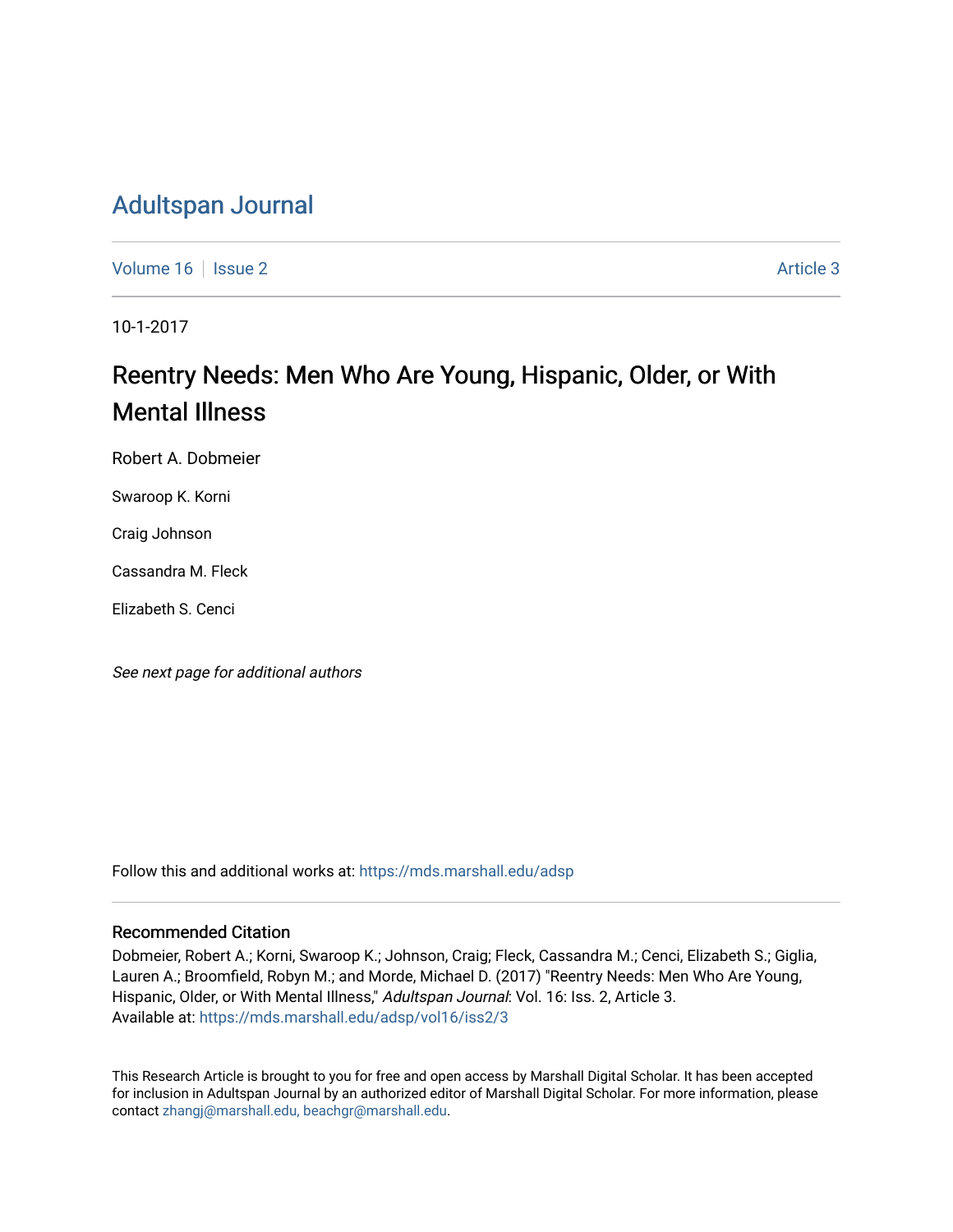# Adultspan Journal

Volume 16 | Issue 2 — Article 3

10-1-2017

## Reentry Needs: Men Who Are Young, Hispanic, Older, or With Mental Illness

Robert A. Dobmeier

Swaroop K. Korni

Craig Johnson

Cassandra M. Fleck

Elizabeth S. Cenci

*See next page for additional authors*

Follow this and additional works at: https://mds.marshall.edu/adsp

### Recommended Citation

Dobmeier, Robert A.; Korni, Swaroop K.; Johnson, Craig; Fleck, Cassandra M.; Cenci, Elizabeth S.; Giglia, Lauren A.; Broomfield, Robyn M.; and Morde, Michael D. (2017) "Reentry Needs: Men Who Are Young, Hispanic, Older, or With Mental Illness," *Adultspan Journal*: Vol. 16: Iss. 2, Article 3.
Available at: https://mds.marshall.edu/adsp/vol16/iss2/3

This Research Article is brought to you for free and open access by Marshall Digital Scholar. It has been accepted for inclusion in Adultspan Journal by an authorized editor of Marshall Digital Scholar. For more information, please contact zhangj@marshall.edu, beachgr@marshall.edu.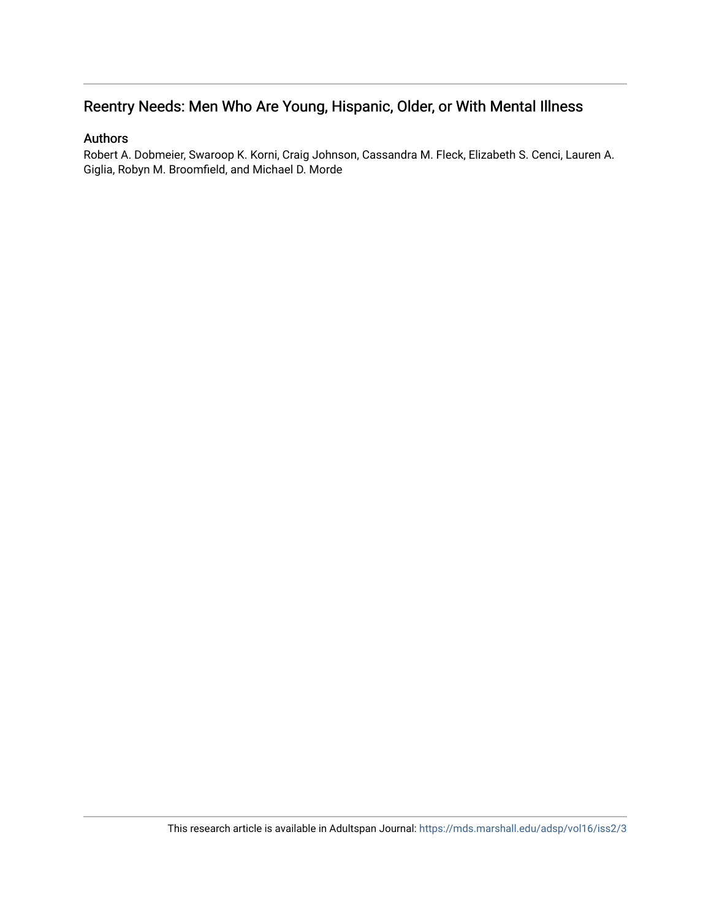# Reentry Needs: Men Who Are Young, Hispanic, Older, or With Mental Illness

## Authors

Robert A. Dobmeier, Swaroop K. Korni, Craig Johnson, Cassandra M. Fleck, Elizabeth S. Cenci, Lauren A. Giglia, Robyn M. Broomfield, and Michael D. Morde

This research article is available in Adultspan Journal: https://mds.marshall.edu/adsp/vol16/iss2/3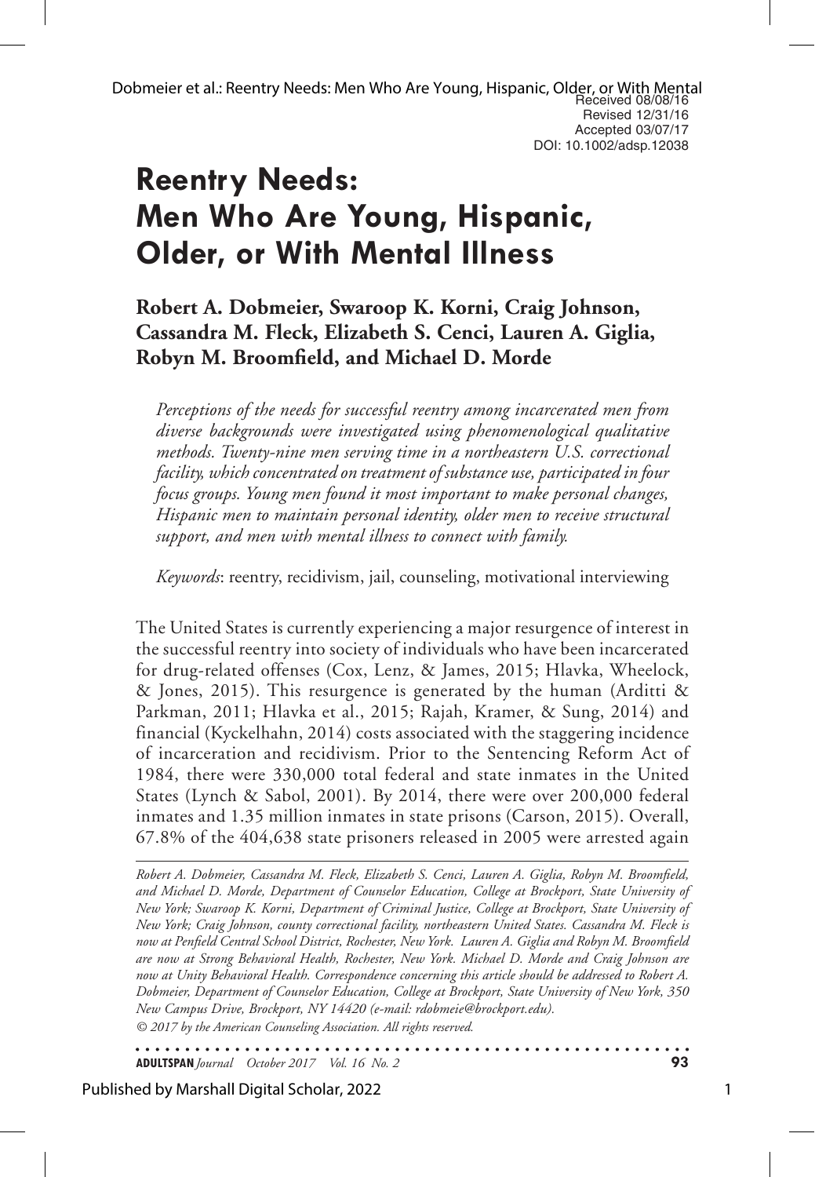Received 08/08/16
Revised 12/31/16
Accepted 03/07/17
DOI: 10.1002/adsp.12038

# Reentry Needs: Men Who Are Young, Hispanic, Older, or With Mental Illness

**Robert A. Dobmeier, Swaroop K. Korni, Craig Johnson, Cassandra M. Fleck, Elizabeth S. Cenci, Lauren A. Giglia, Robyn M. Broomfield, and Michael D. Morde**

*Perceptions of the needs for successful reentry among incarcerated men from diverse backgrounds were investigated using phenomenological qualitative methods. Twenty-nine men serving time in a northeastern U.S. correctional facility, which concentrated on treatment of substance use, participated in four focus groups. Young men found it most important to make personal changes, Hispanic men to maintain personal identity, older men to receive structural support, and men with mental illness to connect with family.*

*Keywords*: reentry, recidivism, jail, counseling, motivational interviewing

The United States is currently experiencing a major resurgence of interest in the successful reentry into society of individuals who have been incarcerated for drug-related offenses (Cox, Lenz, & James, 2015; Hlavka, Wheelock, & Jones, 2015). This resurgence is generated by the human (Arditti & Parkman, 2011; Hlavka et al., 2015; Rajah, Kramer, & Sung, 2014) and financial (Kyckelhahn, 2014) costs associated with the staggering incidence of incarceration and recidivism. Prior to the Sentencing Reform Act of 1984, there were 330,000 total federal and state inmates in the United States (Lynch & Sabol, 2001). By 2014, there were over 200,000 federal inmates and 1.35 million inmates in state prisons (Carson, 2015). Overall, 67.8% of the 404,638 state prisoners released in 2005 were arrested again

*Robert A. Dobmeier, Cassandra M. Fleck, Elizabeth S. Cenci, Lauren A. Giglia, Robyn M. Broomfield, and Michael D. Morde, Department of Counselor Education, College at Brockport, State University of New York; Swaroop K. Korni, Department of Criminal Justice, College at Brockport, State University of New York; Craig Johnson, county correctional facility, northeastern United States. Cassandra M. Fleck is now at Penfield Central School District, Rochester, New York. Lauren A. Giglia and Robyn M. Broomfield are now at Strong Behavioral Health, Rochester, New York. Michael D. Morde and Craig Johnson are now at Unity Behavioral Health. Correspondence concerning this article should be addressed to Robert A. Dobmeier, Department of Counselor Education, College at Brockport, State University of New York, 350 New Campus Drive, Brockport, NY 14420 (e-mail: rdobmeie@brockport.edu).*

*© 2017 by the American Counseling Association. All rights reserved.*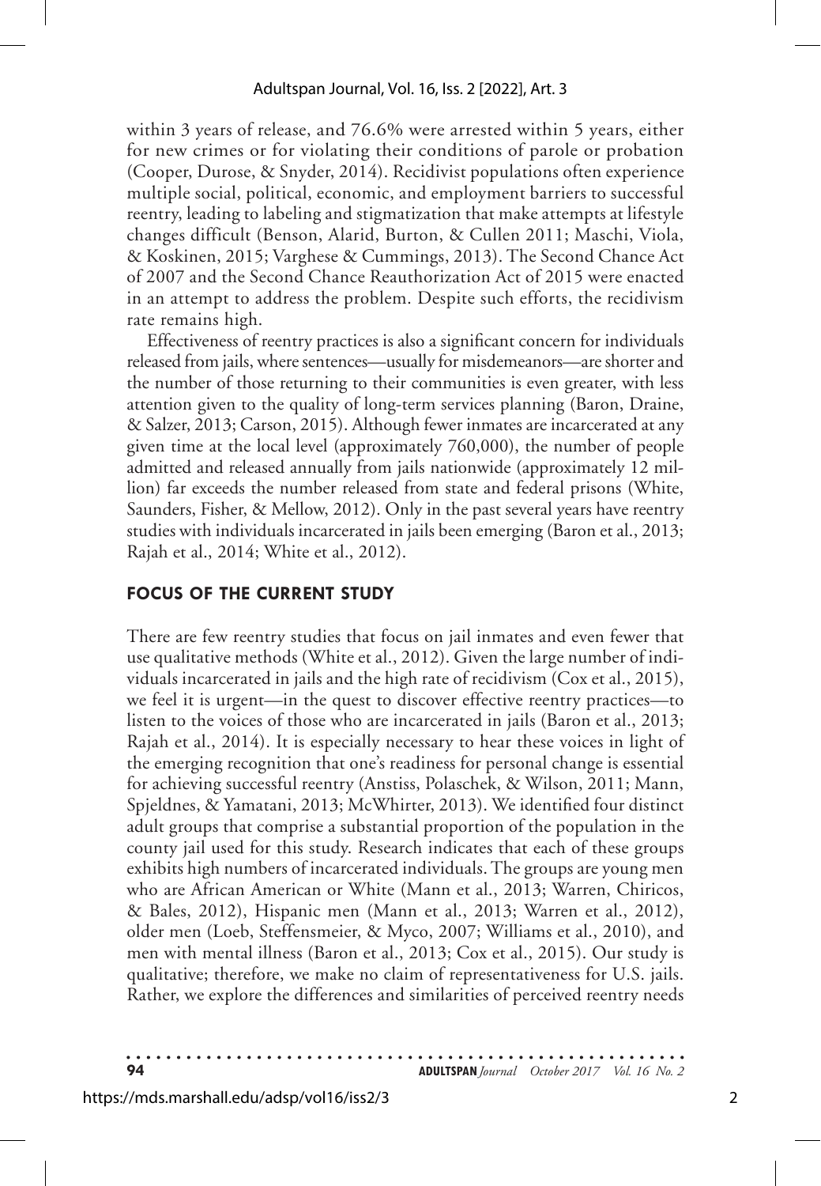within 3 years of release, and 76.6% were arrested within 5 years, either for new crimes or for violating their conditions of parole or probation (Cooper, Durose, & Snyder, 2014). Recidivist populations often experience multiple social, political, economic, and employment barriers to successful reentry, leading to labeling and stigmatization that make attempts at lifestyle changes difficult (Benson, Alarid, Burton, & Cullen 2011; Maschi, Viola, & Koskinen, 2015; Varghese & Cummings, 2013). The Second Chance Act of 2007 and the Second Chance Reauthorization Act of 2015 were enacted in an attempt to address the problem. Despite such efforts, the recidivism rate remains high.

Effectiveness of reentry practices is also a significant concern for individuals released from jails, where sentences—usually for misdemeanors—are shorter and the number of those returning to their communities is even greater, with less attention given to the quality of long-term services planning (Baron, Draine, & Salzer, 2013; Carson, 2015). Although fewer inmates are incarcerated at any given time at the local level (approximately 760,000), the number of people admitted and released annually from jails nationwide (approximately 12 million) far exceeds the number released from state and federal prisons (White, Saunders, Fisher, & Mellow, 2012). Only in the past several years have reentry studies with individuals incarcerated in jails been emerging (Baron et al., 2013; Rajah et al., 2014; White et al., 2012).

## FOCUS OF THE CURRENT STUDY

There are few reentry studies that focus on jail inmates and even fewer that use qualitative methods (White et al., 2012). Given the large number of individuals incarcerated in jails and the high rate of recidivism (Cox et al., 2015), we feel it is urgent—in the quest to discover effective reentry practices—to listen to the voices of those who are incarcerated in jails (Baron et al., 2013; Rajah et al., 2014). It is especially necessary to hear these voices in light of the emerging recognition that one's readiness for personal change is essential for achieving successful reentry (Anstiss, Polaschek, & Wilson, 2011; Mann, Spjeldnes, & Yamatani, 2013; McWhirter, 2013). We identified four distinct adult groups that comprise a substantial proportion of the population in the county jail used for this study. Research indicates that each of these groups exhibits high numbers of incarcerated individuals. The groups are young men who are African American or White (Mann et al., 2013; Warren, Chiricos, & Bales, 2012), Hispanic men (Mann et al., 2013; Warren et al., 2012), older men (Loeb, Steffensmeier, & Myco, 2007; Williams et al., 2010), and men with mental illness (Baron et al., 2013; Cox et al., 2015). Our study is qualitative; therefore, we make no claim of representativeness for U.S. jails. Rather, we explore the differences and similarities of perceived reentry needs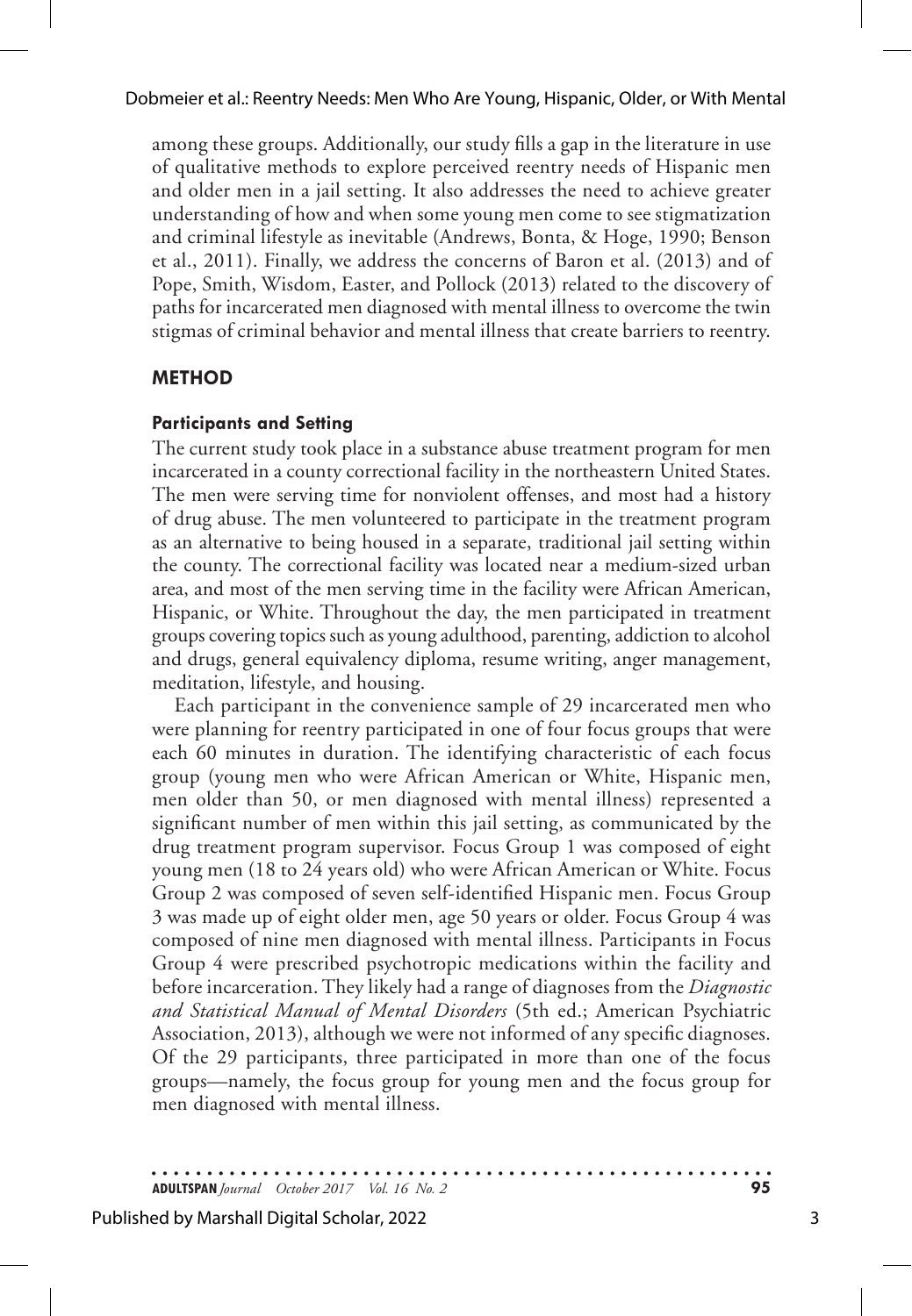among these groups. Additionally, our study fills a gap in the literature in use of qualitative methods to explore perceived reentry needs of Hispanic men and older men in a jail setting. It also addresses the need to achieve greater understanding of how and when some young men come to see stigmatization and criminal lifestyle as inevitable (Andrews, Bonta, & Hoge, 1990; Benson et al., 2011). Finally, we address the concerns of Baron et al. (2013) and of Pope, Smith, Wisdom, Easter, and Pollock (2013) related to the discovery of paths for incarcerated men diagnosed with mental illness to overcome the twin stigmas of criminal behavior and mental illness that create barriers to reentry.

## METHOD

### Participants and Setting

The current study took place in a substance abuse treatment program for men incarcerated in a county correctional facility in the northeastern United States. The men were serving time for nonviolent offenses, and most had a history of drug abuse. The men volunteered to participate in the treatment program as an alternative to being housed in a separate, traditional jail setting within the county. The correctional facility was located near a medium-sized urban area, and most of the men serving time in the facility were African American, Hispanic, or White. Throughout the day, the men participated in treatment groups covering topics such as young adulthood, parenting, addiction to alcohol and drugs, general equivalency diploma, resume writing, anger management, meditation, lifestyle, and housing.

Each participant in the convenience sample of 29 incarcerated men who were planning for reentry participated in one of four focus groups that were each 60 minutes in duration. The identifying characteristic of each focus group (young men who were African American or White, Hispanic men, men older than 50, or men diagnosed with mental illness) represented a significant number of men within this jail setting, as communicated by the drug treatment program supervisor. Focus Group 1 was composed of eight young men (18 to 24 years old) who were African American or White. Focus Group 2 was composed of seven self-identified Hispanic men. Focus Group 3 was made up of eight older men, age 50 years or older. Focus Group 4 was composed of nine men diagnosed with mental illness. Participants in Focus Group 4 were prescribed psychotropic medications within the facility and before incarceration. They likely had a range of diagnoses from the *Diagnostic and Statistical Manual of Mental Disorders* (5th ed.; American Psychiatric Association, 2013), although we were not informed of any specific diagnoses. Of the 29 participants, three participated in more than one of the focus groups—namely, the focus group for young men and the focus group for men diagnosed with mental illness.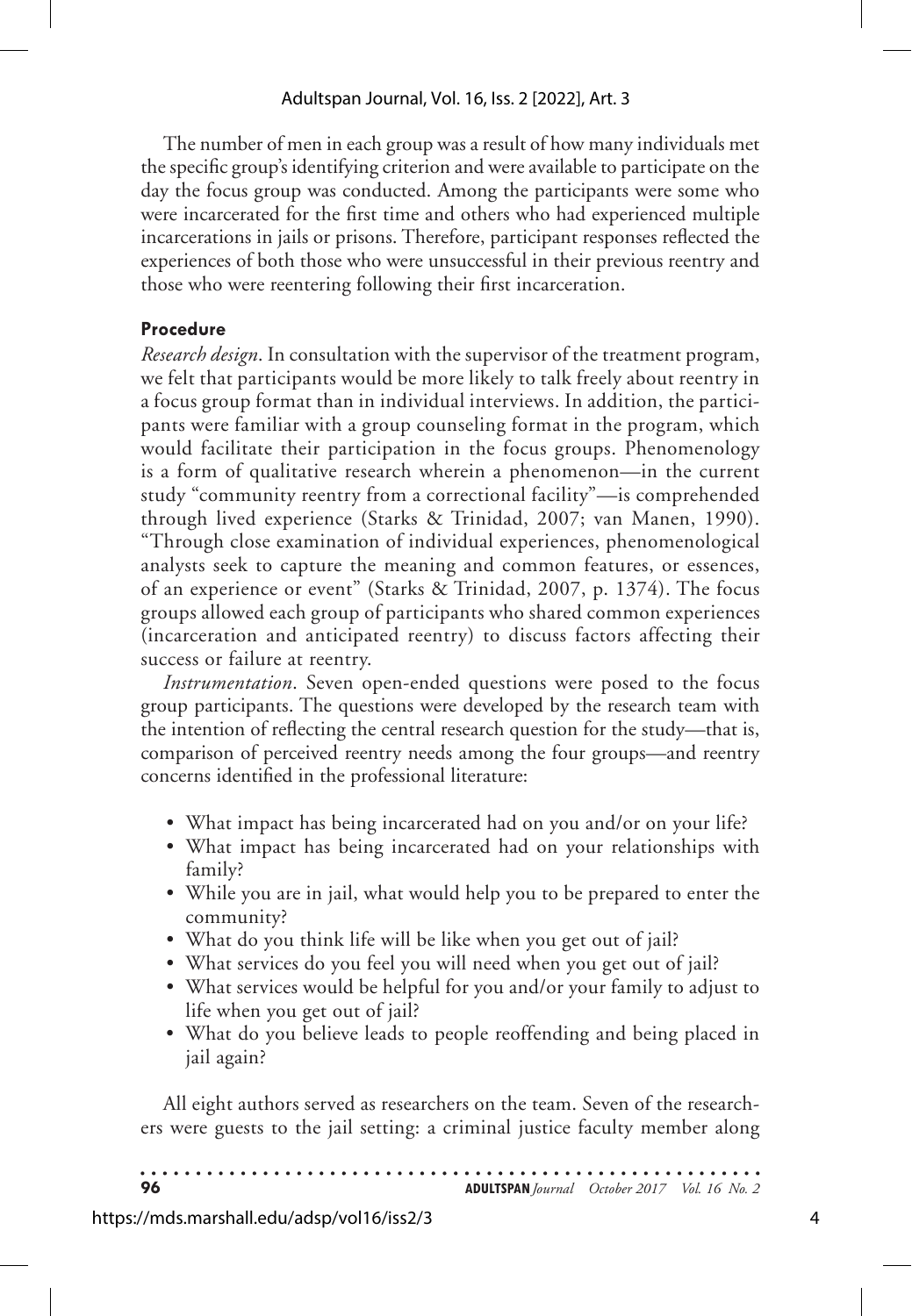The number of men in each group was a result of how many individuals met the specific group's identifying criterion and were available to participate on the day the focus group was conducted. Among the participants were some who were incarcerated for the first time and others who had experienced multiple incarcerations in jails or prisons. Therefore, participant responses reflected the experiences of both those who were unsuccessful in their previous reentry and those who were reentering following their first incarceration.

### Procedure

*Research design*. In consultation with the supervisor of the treatment program, we felt that participants would be more likely to talk freely about reentry in a focus group format than in individual interviews. In addition, the participants were familiar with a group counseling format in the program, which would facilitate their participation in the focus groups. Phenomenology is a form of qualitative research wherein a phenomenon—in the current study "community reentry from a correctional facility"—is comprehended through lived experience (Starks & Trinidad, 2007; van Manen, 1990). "Through close examination of individual experiences, phenomenological analysts seek to capture the meaning and common features, or essences, of an experience or event" (Starks & Trinidad, 2007, p. 1374). The focus groups allowed each group of participants who shared common experiences (incarceration and anticipated reentry) to discuss factors affecting their success or failure at reentry.

*Instrumentation*. Seven open-ended questions were posed to the focus group participants. The questions were developed by the research team with the intention of reflecting the central research question for the study—that is, comparison of perceived reentry needs among the four groups—and reentry concerns identified in the professional literature:

- What impact has being incarcerated had on you and/or on your life?
- What impact has being incarcerated had on your relationships with family?
- While you are in jail, what would help you to be prepared to enter the community?
- What do you think life will be like when you get out of jail?
- What services do you feel you will need when you get out of jail?
- What services would be helpful for you and/or your family to adjust to life when you get out of jail?
- What do you believe leads to people reoffending and being placed in jail again?

All eight authors served as researchers on the team. Seven of the researchers were guests to the jail setting: a criminal justice faculty member along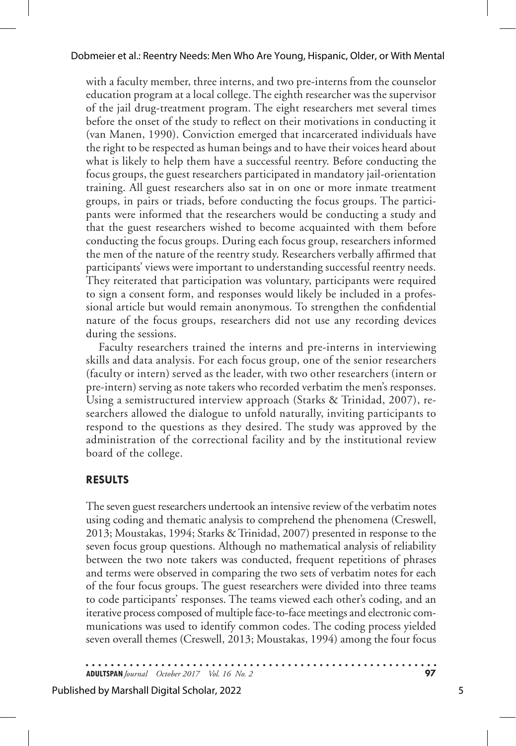with a faculty member, three interns, and two pre-interns from the counselor education program at a local college. The eighth researcher was the supervisor of the jail drug-treatment program. The eight researchers met several times before the onset of the study to reflect on their motivations in conducting it (van Manen, 1990). Conviction emerged that incarcerated individuals have the right to be respected as human beings and to have their voices heard about what is likely to help them have a successful reentry. Before conducting the focus groups, the guest researchers participated in mandatory jail-orientation training. All guest researchers also sat in on one or more inmate treatment groups, in pairs or triads, before conducting the focus groups. The participants were informed that the researchers would be conducting a study and that the guest researchers wished to become acquainted with them before conducting the focus groups. During each focus group, researchers informed the men of the nature of the reentry study. Researchers verbally affirmed that participants' views were important to understanding successful reentry needs. They reiterated that participation was voluntary, participants were required to sign a consent form, and responses would likely be included in a professional article but would remain anonymous. To strengthen the confidential nature of the focus groups, researchers did not use any recording devices during the sessions.

Faculty researchers trained the interns and pre-interns in interviewing skills and data analysis. For each focus group, one of the senior researchers (faculty or intern) served as the leader, with two other researchers (intern or pre-intern) serving as note takers who recorded verbatim the men's responses. Using a semistructured interview approach (Starks & Trinidad, 2007), researchers allowed the dialogue to unfold naturally, inviting participants to respond to the questions as they desired. The study was approved by the administration of the correctional facility and by the institutional review board of the college.

## RESULTS

The seven guest researchers undertook an intensive review of the verbatim notes using coding and thematic analysis to comprehend the phenomena (Creswell, 2013; Moustakas, 1994; Starks & Trinidad, 2007) presented in response to the seven focus group questions. Although no mathematical analysis of reliability between the two note takers was conducted, frequent repetitions of phrases and terms were observed in comparing the two sets of verbatim notes for each of the four focus groups. The guest researchers were divided into three teams to code participants' responses. The teams viewed each other's coding, and an iterative process composed of multiple face-to-face meetings and electronic communications was used to identify common codes. The coding process yielded seven overall themes (Creswell, 2013; Moustakas, 1994) among the four focus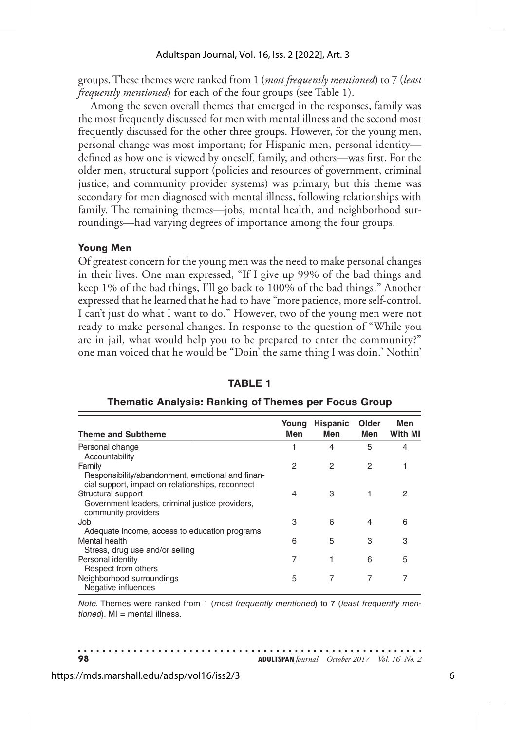groups. These themes were ranked from 1 (*most frequently mentioned*) to 7 (*least frequently mentioned*) for each of the four groups (see Table 1).

Among the seven overall themes that emerged in the responses, family was the most frequently discussed for men with mental illness and the second most frequently discussed for the other three groups. However, for the young men, personal change was most important; for Hispanic men, personal identity—defined as how one is viewed by oneself, family, and others—was first. For the older men, structural support (policies and resources of government, criminal justice, and community provider systems) was primary, but this theme was secondary for men diagnosed with mental illness, following relationships with family. The remaining themes—jobs, mental health, and neighborhood surroundings—had varying degrees of importance among the four groups.

### Young Men

Of greatest concern for the young men was the need to make personal changes in their lives. One man expressed, "If I give up 99% of the bad things and keep 1% of the bad things, I'll go back to 100% of the bad things." Another expressed that he learned that he had to have "more patience, more self-control. I can't just do what I want to do." However, two of the young men were not ready to make personal changes. In response to the question of "While you are in jail, what would help you to be prepared to enter the community?" one man voiced that he would be "Doin' the same thing I was doin.' Nothin'

**TABLE 1**

**Thematic Analysis: Ranking of Themes per Focus Group**

| Theme and Subtheme | Young Men | Hispanic Men | Older Men | Men With MI |
|---|---|---|---|---|
| Personal change<br>Accountability | 1 | 4 | 5 | 4 |
| Family<br>Responsibility/abandonment, emotional and financial support, impact on relationships, reconnect | 2 | 2 | 2 | 1 |
| Structural support<br>Government leaders, criminal justice providers, community providers | 4 | 3 | 1 | 2 |
| Job<br>Adequate income, access to education programs | 3 | 6 | 4 | 6 |
| Mental health<br>Stress, drug use and/or selling | 6 | 5 | 3 | 3 |
| Personal identity<br>Respect from others | 7 | 1 | 6 | 5 |
| Neighborhood surroundings<br>Negative influences | 5 | 7 | 7 | 7 |

*Note*. Themes were ranked from 1 (*most frequently mentioned*) to 7 (*least frequently mentioned*). MI = mental illness.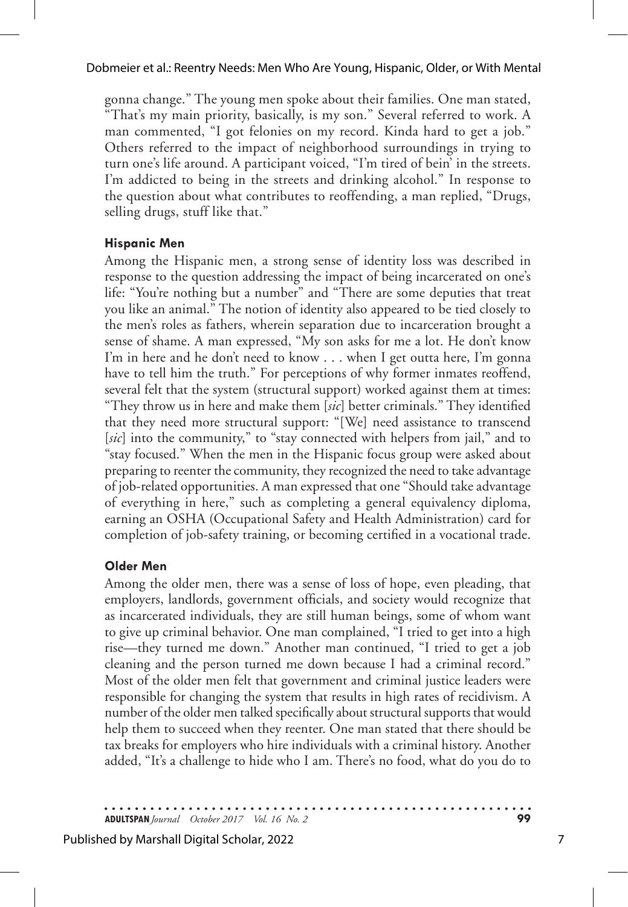gonna change." The young men spoke about their families. One man stated, "That's my main priority, basically, is my son." Several referred to work. A man commented, "I got felonies on my record. Kinda hard to get a job." Others referred to the impact of neighborhood surroundings in trying to turn one's life around. A participant voiced, "I'm tired of bein' in the streets. I'm addicted to being in the streets and drinking alcohol." In response to the question about what contributes to reoffending, a man replied, "Drugs, selling drugs, stuff like that."

### Hispanic Men

Among the Hispanic men, a strong sense of identity loss was described in response to the question addressing the impact of being incarcerated on one's life: "You're nothing but a number" and "There are some deputies that treat you like an animal." The notion of identity also appeared to be tied closely to the men's roles as fathers, wherein separation due to incarceration brought a sense of shame. A man expressed, "My son asks for me a lot. He don't know I'm in here and he don't need to know . . . when I get outta here, I'm gonna have to tell him the truth." For perceptions of why former inmates reoffend, several felt that the system (structural support) worked against them at times: "They throw us in here and make them [*sic*] better criminals." They identified that they need more structural support: "[We] need assistance to transcend [*sic*] into the community," to "stay connected with helpers from jail," and to "stay focused." When the men in the Hispanic focus group were asked about preparing to reenter the community, they recognized the need to take advantage of job-related opportunities. A man expressed that one "Should take advantage of everything in here," such as completing a general equivalency diploma, earning an OSHA (Occupational Safety and Health Administration) card for completion of job-safety training, or becoming certified in a vocational trade.

### Older Men

Among the older men, there was a sense of loss of hope, even pleading, that employers, landlords, government officials, and society would recognize that as incarcerated individuals, they are still human beings, some of whom want to give up criminal behavior. One man complained, "I tried to get into a high rise—they turned me down." Another man continued, "I tried to get a job cleaning and the person turned me down because I had a criminal record." Most of the older men felt that government and criminal justice leaders were responsible for changing the system that results in high rates of recidivism. A number of the older men talked specifically about structural supports that would help them to succeed when they reenter. One man stated that there should be tax breaks for employers who hire individuals with a criminal history. Another added, "It's a challenge to hide who I am. There's no food, what do you do to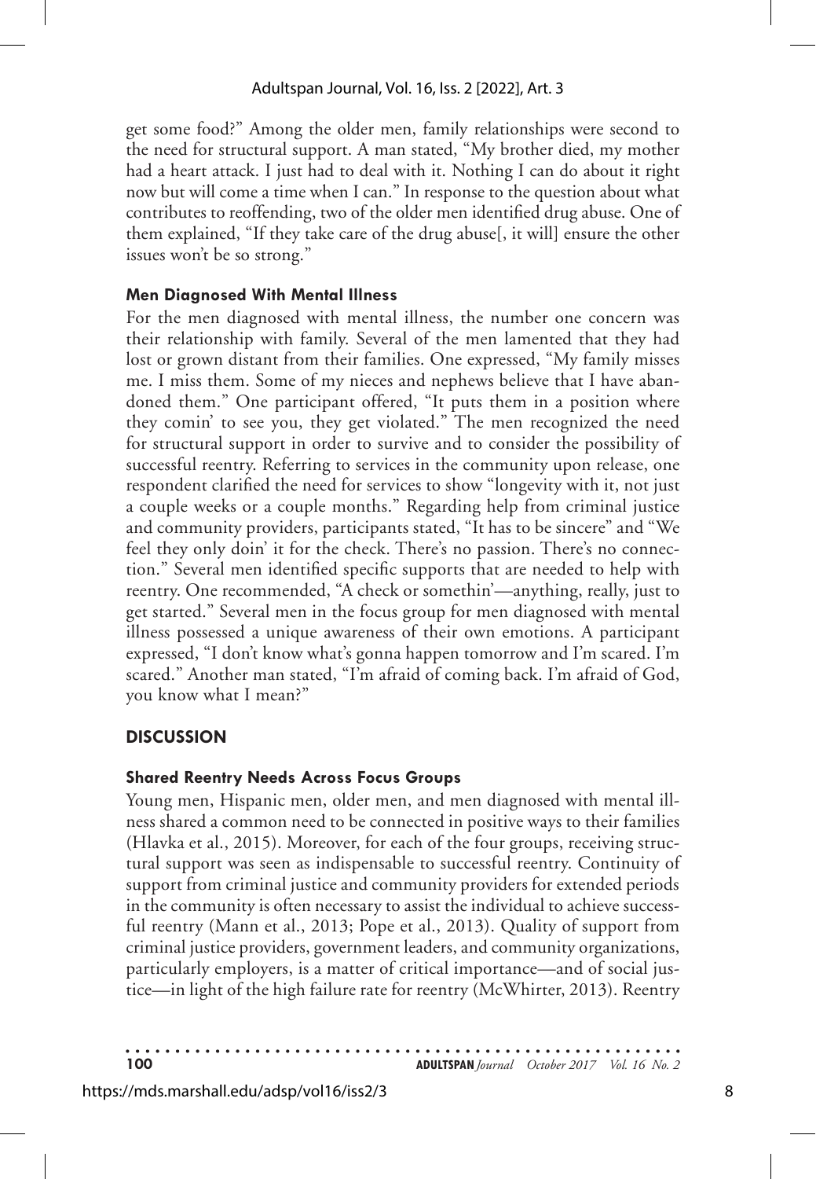get some food?" Among the older men, family relationships were second to the need for structural support. A man stated, "My brother died, my mother had a heart attack. I just had to deal with it. Nothing I can do about it right now but will come a time when I can." In response to the question about what contributes to reoffending, two of the older men identified drug abuse. One of them explained, "If they take care of the drug abuse[, it will] ensure the other issues won't be so strong."

### Men Diagnosed With Mental Illness

For the men diagnosed with mental illness, the number one concern was their relationship with family. Several of the men lamented that they had lost or grown distant from their families. One expressed, "My family misses me. I miss them. Some of my nieces and nephews believe that I have abandoned them." One participant offered, "It puts them in a position where they comin' to see you, they get violated." The men recognized the need for structural support in order to survive and to consider the possibility of successful reentry. Referring to services in the community upon release, one respondent clarified the need for services to show "longevity with it, not just a couple weeks or a couple months." Regarding help from criminal justice and community providers, participants stated, "It has to be sincere" and "We feel they only doin' it for the check. There's no passion. There's no connection." Several men identified specific supports that are needed to help with reentry. One recommended, "A check or somethin'—anything, really, just to get started." Several men in the focus group for men diagnosed with mental illness possessed a unique awareness of their own emotions. A participant expressed, "I don't know what's gonna happen tomorrow and I'm scared. I'm scared." Another man stated, "I'm afraid of coming back. I'm afraid of God, you know what I mean?"

## DISCUSSION

### Shared Reentry Needs Across Focus Groups

Young men, Hispanic men, older men, and men diagnosed with mental illness shared a common need to be connected in positive ways to their families (Hlavka et al., 2015). Moreover, for each of the four groups, receiving structural support was seen as indispensable to successful reentry. Continuity of support from criminal justice and community providers for extended periods in the community is often necessary to assist the individual to achieve successful reentry (Mann et al., 2013; Pope et al., 2013). Quality of support from criminal justice providers, government leaders, and community organizations, particularly employers, is a matter of critical importance—and of social justice—in light of the high failure rate for reentry (McWhirter, 2013). Reentry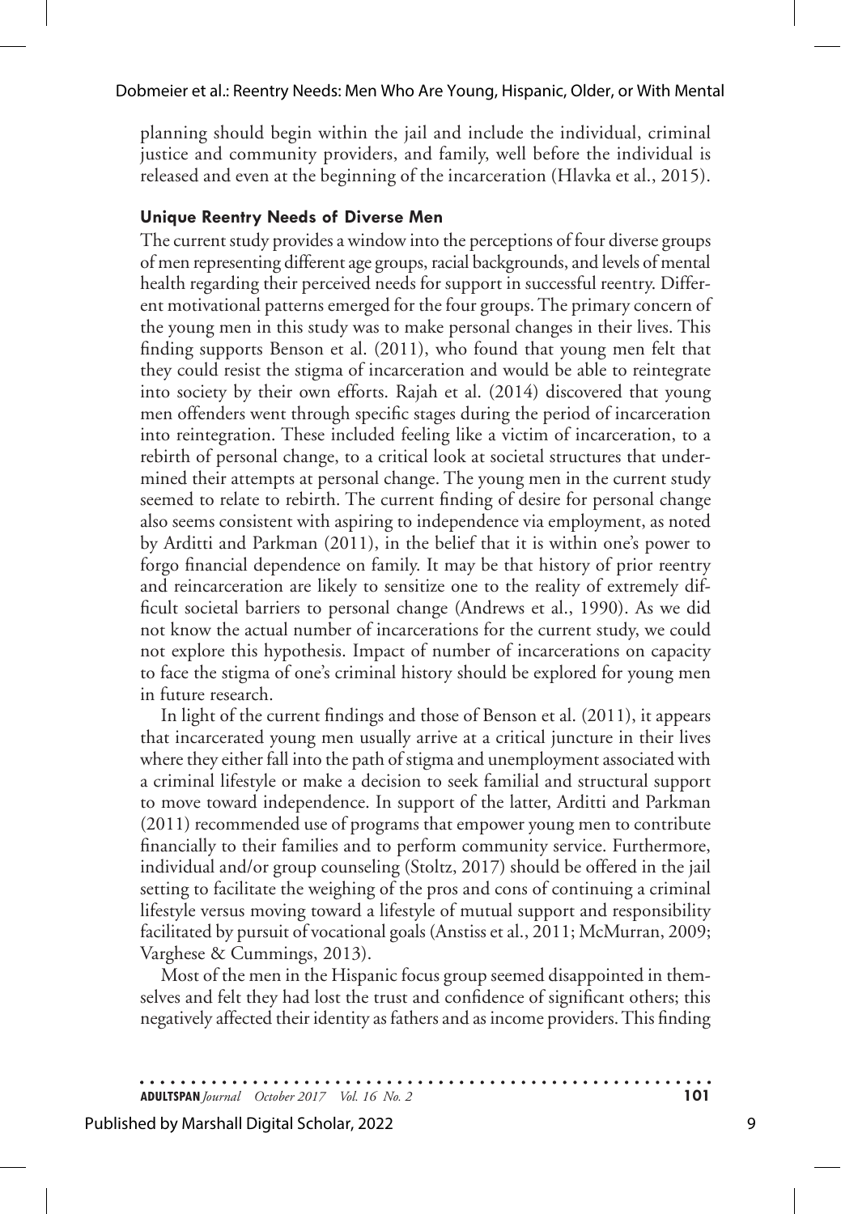planning should begin within the jail and include the individual, criminal justice and community providers, and family, well before the individual is released and even at the beginning of the incarceration (Hlavka et al., 2015).

### Unique Reentry Needs of Diverse Men

The current study provides a window into the perceptions of four diverse groups of men representing different age groups, racial backgrounds, and levels of mental health regarding their perceived needs for support in successful reentry. Different motivational patterns emerged for the four groups. The primary concern of the young men in this study was to make personal changes in their lives. This finding supports Benson et al. (2011), who found that young men felt that they could resist the stigma of incarceration and would be able to reintegrate into society by their own efforts. Rajah et al. (2014) discovered that young men offenders went through specific stages during the period of incarceration into reintegration. These included feeling like a victim of incarceration, to a rebirth of personal change, to a critical look at societal structures that undermined their attempts at personal change. The young men in the current study seemed to relate to rebirth. The current finding of desire for personal change also seems consistent with aspiring to independence via employment, as noted by Arditti and Parkman (2011), in the belief that it is within one's power to forgo financial dependence on family. It may be that history of prior reentry and reincarceration are likely to sensitize one to the reality of extremely difficult societal barriers to personal change (Andrews et al., 1990). As we did not know the actual number of incarcerations for the current study, we could not explore this hypothesis. Impact of number of incarcerations on capacity to face the stigma of one's criminal history should be explored for young men in future research.

In light of the current findings and those of Benson et al. (2011), it appears that incarcerated young men usually arrive at a critical juncture in their lives where they either fall into the path of stigma and unemployment associated with a criminal lifestyle or make a decision to seek familial and structural support to move toward independence. In support of the latter, Arditti and Parkman (2011) recommended use of programs that empower young men to contribute financially to their families and to perform community service. Furthermore, individual and/or group counseling (Stoltz, 2017) should be offered in the jail setting to facilitate the weighing of the pros and cons of continuing a criminal lifestyle versus moving toward a lifestyle of mutual support and responsibility facilitated by pursuit of vocational goals (Anstiss et al., 2011; McMurran, 2009; Varghese & Cummings, 2013).

Most of the men in the Hispanic focus group seemed disappointed in themselves and felt they had lost the trust and confidence of significant others; this negatively affected their identity as fathers and as income providers. This finding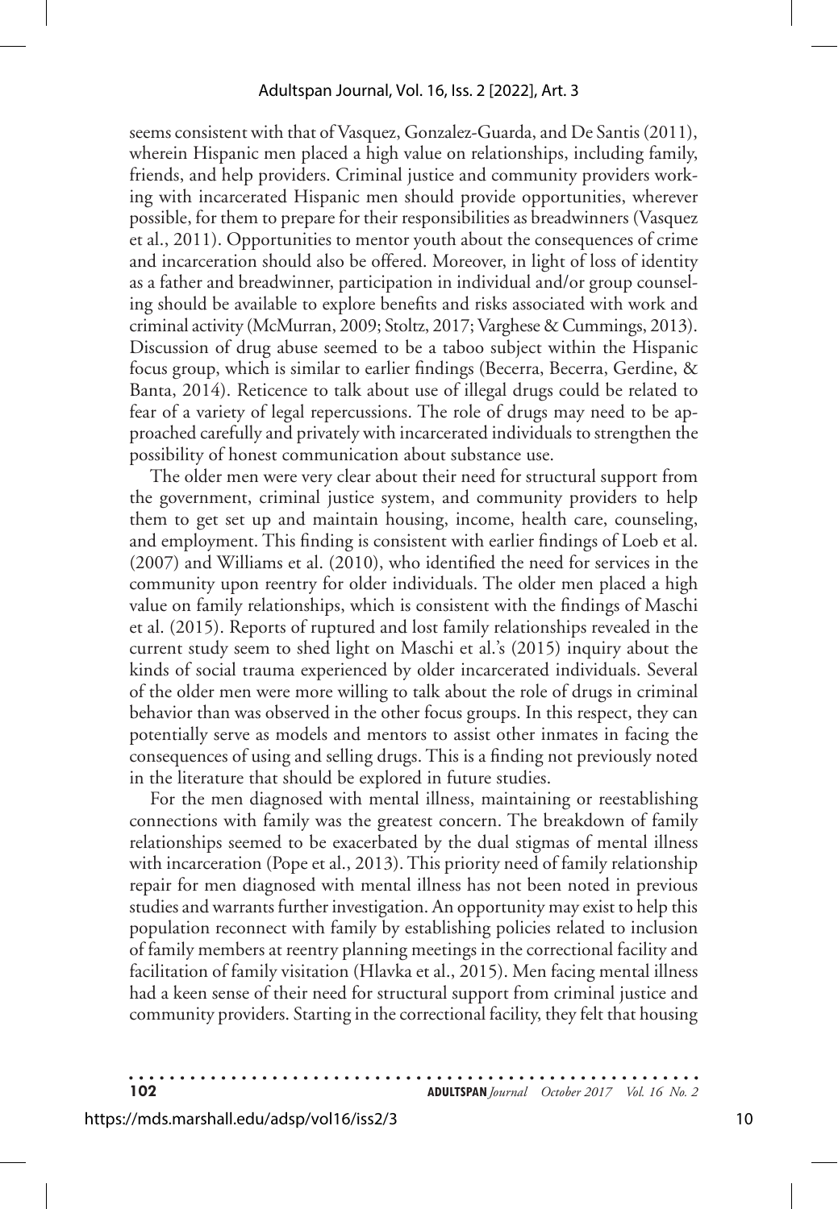seems consistent with that of Vasquez, Gonzalez-Guarda, and De Santis (2011), wherein Hispanic men placed a high value on relationships, including family, friends, and help providers. Criminal justice and community providers working with incarcerated Hispanic men should provide opportunities, wherever possible, for them to prepare for their responsibilities as breadwinners (Vasquez et al., 2011). Opportunities to mentor youth about the consequences of crime and incarceration should also be offered. Moreover, in light of loss of identity as a father and breadwinner, participation in individual and/or group counseling should be available to explore benefits and risks associated with work and criminal activity (McMurran, 2009; Stoltz, 2017; Varghese & Cummings, 2013). Discussion of drug abuse seemed to be a taboo subject within the Hispanic focus group, which is similar to earlier findings (Becerra, Becerra, Gerdine, & Banta, 2014). Reticence to talk about use of illegal drugs could be related to fear of a variety of legal repercussions. The role of drugs may need to be approached carefully and privately with incarcerated individuals to strengthen the possibility of honest communication about substance use.

The older men were very clear about their need for structural support from the government, criminal justice system, and community providers to help them to get set up and maintain housing, income, health care, counseling, and employment. This finding is consistent with earlier findings of Loeb et al. (2007) and Williams et al. (2010), who identified the need for services in the community upon reentry for older individuals. The older men placed a high value on family relationships, which is consistent with the findings of Maschi et al. (2015). Reports of ruptured and lost family relationships revealed in the current study seem to shed light on Maschi et al.'s (2015) inquiry about the kinds of social trauma experienced by older incarcerated individuals. Several of the older men were more willing to talk about the role of drugs in criminal behavior than was observed in the other focus groups. In this respect, they can potentially serve as models and mentors to assist other inmates in facing the consequences of using and selling drugs. This is a finding not previously noted in the literature that should be explored in future studies.

For the men diagnosed with mental illness, maintaining or reestablishing connections with family was the greatest concern. The breakdown of family relationships seemed to be exacerbated by the dual stigmas of mental illness with incarceration (Pope et al., 2013). This priority need of family relationship repair for men diagnosed with mental illness has not been noted in previous studies and warrants further investigation. An opportunity may exist to help this population reconnect with family by establishing policies related to inclusion of family members at reentry planning meetings in the correctional facility and facilitation of family visitation (Hlavka et al., 2015). Men facing mental illness had a keen sense of their need for structural support from criminal justice and community providers. Starting in the correctional facility, they felt that housing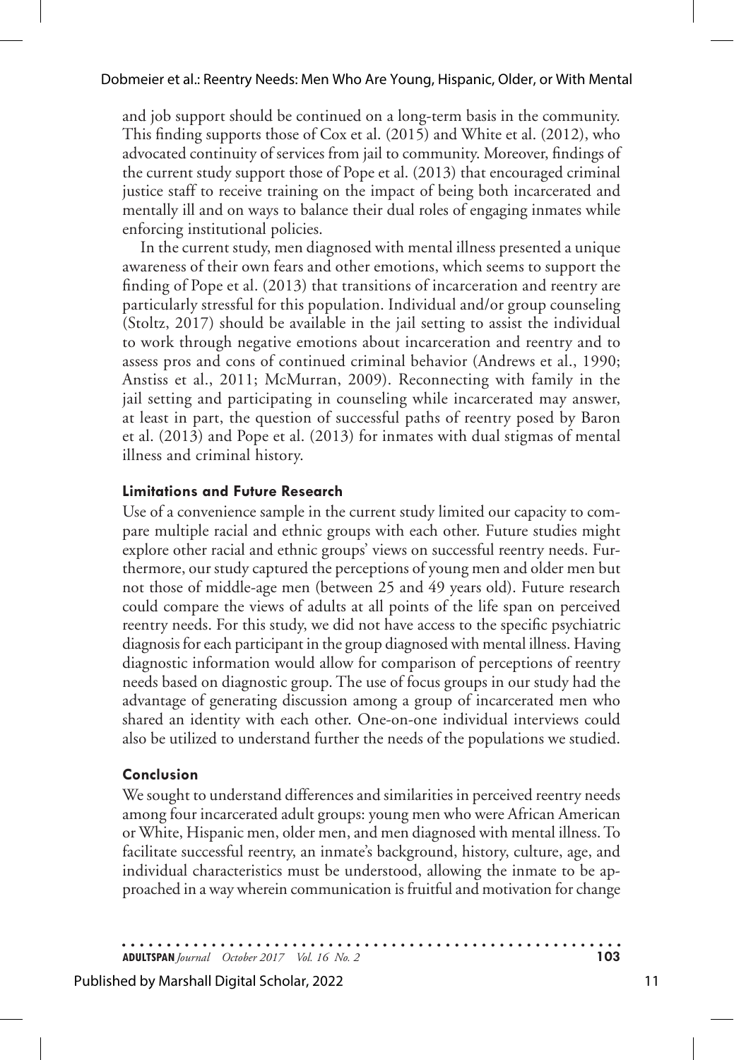and job support should be continued on a long-term basis in the community. This finding supports those of Cox et al. (2015) and White et al. (2012), who advocated continuity of services from jail to community. Moreover, findings of the current study support those of Pope et al. (2013) that encouraged criminal justice staff to receive training on the impact of being both incarcerated and mentally ill and on ways to balance their dual roles of engaging inmates while enforcing institutional policies.

In the current study, men diagnosed with mental illness presented a unique awareness of their own fears and other emotions, which seems to support the finding of Pope et al. (2013) that transitions of incarceration and reentry are particularly stressful for this population. Individual and/or group counseling (Stoltz, 2017) should be available in the jail setting to assist the individual to work through negative emotions about incarceration and reentry and to assess pros and cons of continued criminal behavior (Andrews et al., 1990; Anstiss et al., 2011; McMurran, 2009). Reconnecting with family in the jail setting and participating in counseling while incarcerated may answer, at least in part, the question of successful paths of reentry posed by Baron et al. (2013) and Pope et al. (2013) for inmates with dual stigmas of mental illness and criminal history.

### Limitations and Future Research

Use of a convenience sample in the current study limited our capacity to compare multiple racial and ethnic groups with each other. Future studies might explore other racial and ethnic groups' views on successful reentry needs. Furthermore, our study captured the perceptions of young men and older men but not those of middle-age men (between 25 and 49 years old). Future research could compare the views of adults at all points of the life span on perceived reentry needs. For this study, we did not have access to the specific psychiatric diagnosis for each participant in the group diagnosed with mental illness. Having diagnostic information would allow for comparison of perceptions of reentry needs based on diagnostic group. The use of focus groups in our study had the advantage of generating discussion among a group of incarcerated men who shared an identity with each other. One-on-one individual interviews could also be utilized to understand further the needs of the populations we studied.

### Conclusion

We sought to understand differences and similarities in perceived reentry needs among four incarcerated adult groups: young men who were African American or White, Hispanic men, older men, and men diagnosed with mental illness. To facilitate successful reentry, an inmate's background, history, culture, age, and individual characteristics must be understood, allowing the inmate to be approached in a way wherein communication is fruitful and motivation for change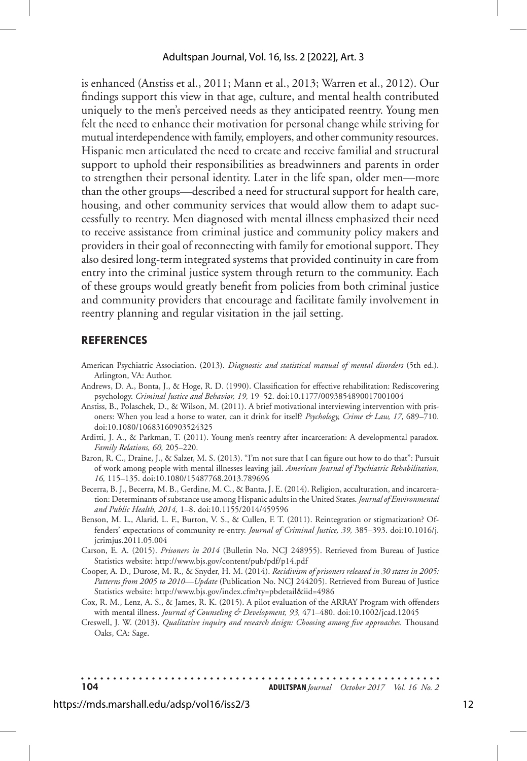is enhanced (Anstiss et al., 2011; Mann et al., 2013; Warren et al., 2012). Our findings support this view in that age, culture, and mental health contributed uniquely to the men's perceived needs as they anticipated reentry. Young men felt the need to enhance their motivation for personal change while striving for mutual interdependence with family, employers, and other community resources. Hispanic men articulated the need to create and receive familial and structural support to uphold their responsibilities as breadwinners and parents in order to strengthen their personal identity. Later in the life span, older men—more than the other groups—described a need for structural support for health care, housing, and other community services that would allow them to adapt successfully to reentry. Men diagnosed with mental illness emphasized their need to receive assistance from criminal justice and community policy makers and providers in their goal of reconnecting with family for emotional support. They also desired long-term integrated systems that provided continuity in care from entry into the criminal justice system through return to the community. Each of these groups would greatly benefit from policies from both criminal justice and community providers that encourage and facilitate family involvement in reentry planning and regular visitation in the jail setting.

## REFERENCES

American Psychiatric Association. (2013). *Diagnostic and statistical manual of mental disorders* (5th ed.). Arlington, VA: Author.

Andrews, D. A., Bonta, J., & Hoge, R. D. (1990). Classification for effective rehabilitation: Rediscovering psychology. *Criminal Justice and Behavior, 19,* 19–52. doi:10.1177/0093854890017001004

Anstiss, B., Polaschek, D., & Wilson, M. (2011). A brief motivational interviewing intervention with prisoners: When you lead a horse to water, can it drink for itself? *Psychology, Crime & Law, 17,* 689–710. doi:10.1080/10683160903524325

Arditti, J. A., & Parkman, T. (2011). Young men's reentry after incarceration: A developmental paradox. *Family Relations, 60,* 205–220.

Baron, R. C., Draine, J., & Salzer, M. S. (2013). "I'm not sure that I can figure out how to do that": Pursuit of work among people with mental illnesses leaving jail. *American Journal of Psychiatric Rehabilitation, 16,* 115–135. doi:10.1080/15487768.2013.789696

Becerra, B. J., Becerra, M. B., Gerdine, M. C., & Banta, J. E. (2014). Religion, acculturation, and incarceration: Determinants of substance use among Hispanic adults in the United States. *Journal of Environmental and Public Health, 2014,* 1–8. doi:10.1155/2014/459596

Benson, M. L., Alarid, L. F., Burton, V. S., & Cullen, F. T. (2011). Reintegration or stigmatization? Offenders' expectations of community re-entry. *Journal of Criminal Justice, 39,* 385–393. doi:10.1016/j.jcrimjus.2011.05.004

Carson, E. A. (2015). *Prisoners in 2014* (Bulletin No. NCJ 248955). Retrieved from Bureau of Justice Statistics website: http://www.bjs.gov/content/pub/pdf/p14.pdf

Cooper, A. D., Durose, M. R., & Snyder, H. M. (2014). *Recidivism of prisoners released in 30 states in 2005: Patterns from 2005 to 2010—Update* (Publication No. NCJ 244205). Retrieved from Bureau of Justice Statistics website: http://www.bjs.gov/index.cfm?ty=pbdetail&iid=4986

Cox, R. M., Lenz, A. S., & James, R. K. (2015). A pilot evaluation of the ARRAY Program with offenders with mental illness. *Journal of Counseling & Development, 93,* 471–480. doi:10.1002/jcad.12045

Creswell, J. W. (2013). *Qualitative inquiry and research design: Choosing among five approaches.* Thousand Oaks, CA: Sage.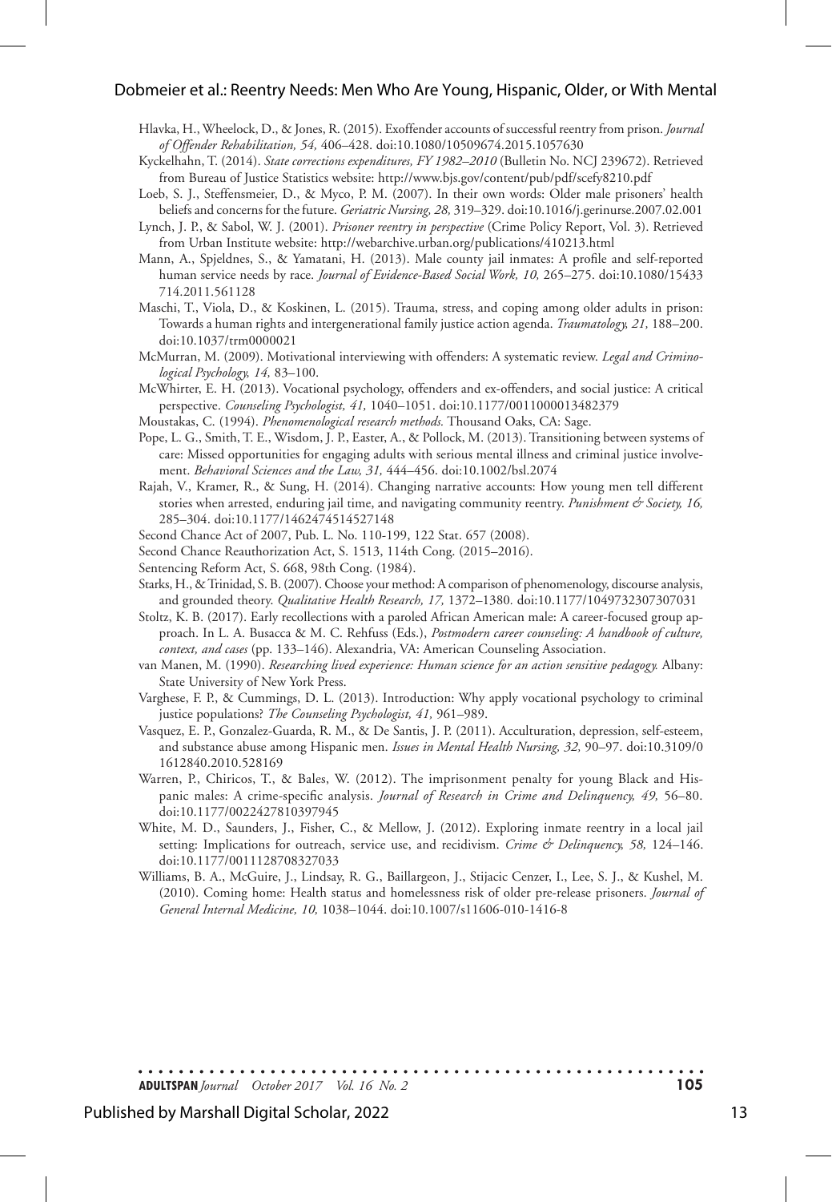Hlavka, H., Wheelock, D., & Jones, R. (2015). Exoffender accounts of successful reentry from prison. *Journal of Offender Rehabilitation, 54,* 406–428. doi:10.1080/10509674.2015.1057630

Kyckelhahn, T. (2014). *State corrections expenditures, FY 1982–2010* (Bulletin No. NCJ 239672). Retrieved from Bureau of Justice Statistics website: http://www.bjs.gov/content/pub/pdf/scefy8210.pdf

Loeb, S. J., Steffensmeier, D., & Myco, P. M. (2007). In their own words: Older male prisoners' health beliefs and concerns for the future. *Geriatric Nursing, 28,* 319–329. doi:10.1016/j.gerinurse.2007.02.001

Lynch, J. P., & Sabol, W. J. (2001). *Prisoner reentry in perspective* (Crime Policy Report, Vol. 3). Retrieved from Urban Institute website: http://webarchive.urban.org/publications/410213.html

Mann, A., Spjeldnes, S., & Yamatani, H. (2013). Male county jail inmates: A profile and self-reported human service needs by race. *Journal of Evidence-Based Social Work, 10,* 265–275. doi:10.1080/15433714.2011.561128

Maschi, T., Viola, D., & Koskinen, L. (2015). Trauma, stress, and coping among older adults in prison: Towards a human rights and intergenerational family justice action agenda. *Traumatology, 21,* 188–200. doi:10.1037/trm0000021

McMurran, M. (2009). Motivational interviewing with offenders: A systematic review. *Legal and Criminological Psychology, 14,* 83–100.

McWhirter, E. H. (2013). Vocational psychology, offenders and ex-offenders, and social justice: A critical perspective. *Counseling Psychologist, 41,* 1040–1051. doi:10.1177/0011000013482379

Moustakas, C. (1994). *Phenomenological research methods.* Thousand Oaks, CA: Sage.

Pope, L. G., Smith, T. E., Wisdom, J. P., Easter, A., & Pollock, M. (2013). Transitioning between systems of care: Missed opportunities for engaging adults with serious mental illness and criminal justice involvement. *Behavioral Sciences and the Law, 31,* 444–456. doi:10.1002/bsl.2074

Rajah, V., Kramer, R., & Sung, H. (2014). Changing narrative accounts: How young men tell different stories when arrested, enduring jail time, and navigating community reentry. *Punishment & Society, 16,* 285–304. doi:10.1177/1462474514527148

Second Chance Act of 2007, Pub. L. No. 110-199, 122 Stat. 657 (2008).

Second Chance Reauthorization Act, S. 1513, 114th Cong. (2015–2016).

Sentencing Reform Act, S. 668, 98th Cong. (1984).

Starks, H., & Trinidad, S. B. (2007). Choose your method: A comparison of phenomenology, discourse analysis, and grounded theory. *Qualitative Health Research, 17,* 1372–1380. doi:10.1177/1049732307307031

Stoltz, K. B. (2017). Early recollections with a paroled African American male: A career-focused group approach. In L. A. Busacca & M. C. Rehfuss (Eds.), *Postmodern career counseling: A handbook of culture, context, and cases* (pp. 133–146). Alexandria, VA: American Counseling Association.

van Manen, M. (1990). *Researching lived experience: Human science for an action sensitive pedagogy.* Albany: State University of New York Press.

Varghese, F. P., & Cummings, D. L. (2013). Introduction: Why apply vocational psychology to criminal justice populations? *The Counseling Psychologist, 41,* 961–989.

Vasquez, E. P., Gonzalez-Guarda, R. M., & De Santis, J. P. (2011). Acculturation, depression, self-esteem, and substance abuse among Hispanic men. *Issues in Mental Health Nursing, 32,* 90–97. doi:10.3109/01612840.2010.528169

Warren, P., Chiricos, T., & Bales, W. (2012). The imprisonment penalty for young Black and Hispanic males: A crime-specific analysis. *Journal of Research in Crime and Delinquency, 49,* 56–80. doi:10.1177/0022427810397945

White, M. D., Saunders, J., Fisher, C., & Mellow, J. (2012). Exploring inmate reentry in a local jail setting: Implications for outreach, service use, and recidivism. *Crime & Delinquency, 58,* 124–146. doi:10.1177/0011128708327033

Williams, B. A., McGuire, J., Lindsay, R. G., Baillargeon, J., Stijacic Cenzer, I., Lee, S. J., & Kushel, M. (2010). Coming home: Health status and homelessness risk of older pre-release prisoners. *Journal of General Internal Medicine, 10,* 1038–1044. doi:10.1007/s11606-010-1416-8